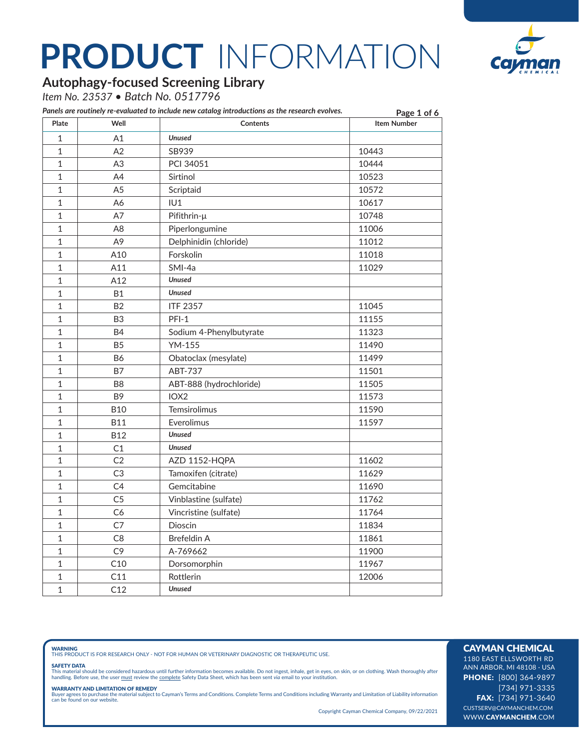# PRODUCT INFORMATION

## Autophagy-focused Screening Library

*Item No. 23537 • Batch No. 0517796*

*Panels are routinely re-evaluated to include new catalog introductions as the research evolves.*

| Plate | Well | Contents | Item Number |
|---|---|---|---|
| 1 | A1 | ***Unused*** | |
| 1 | A2 | SB939 | 10443 |
| 1 | A3 | PCI 34051 | 10444 |
| 1 | A4 | Sirtinol | 10523 |
| 1 | A5 | Scriptaid | 10572 |
| 1 | A6 | IU1 | 10617 |
| 1 | A7 | Pifithrin-μ | 10748 |
| 1 | A8 | Piperlongumine | 11006 |
| 1 | A9 | Delphinidin (chloride) | 11012 |
| 1 | A10 | Forskolin | 11018 |
| 1 | A11 | SMI-4a | 11029 |
| 1 | A12 | ***Unused*** | |
| 1 | B1 | ***Unused*** | |
| 1 | B2 | ITF 2357 | 11045 |
| 1 | B3 | PFI-1 | 11155 |
| 1 | B4 | Sodium 4-Phenylbutyrate | 11323 |
| 1 | B5 | YM-155 | 11490 |
| 1 | B6 | Obatoclax (mesylate) | 11499 |
| 1 | B7 | ABT-737 | 11501 |
| 1 | B8 | ABT-888 (hydrochloride) | 11505 |
| 1 | B9 | IOX2 | 11573 |
| 1 | B10 | Temsirolimus | 11590 |
| 1 | B11 | Everolimus | 11597 |
| 1 | B12 | ***Unused*** | |
| 1 | C1 | ***Unused*** | |
| 1 | C2 | AZD 1152-HQPA | 11602 |
| 1 | C3 | Tamoxifen (citrate) | 11629 |
| 1 | C4 | Gemcitabine | 11690 |
| 1 | C5 | Vinblastine (sulfate) | 11762 |
| 1 | C6 | Vincristine (sulfate) | 11764 |
| 1 | C7 | Dioscin | 11834 |
| 1 | C8 | Brefeldin A | 11861 |
| 1 | C9 | A-769662 | 11900 |
| 1 | C10 | Dorsomorphin | 11967 |
| 1 | C11 | Rottlerin | 12006 |
| 1 | C12 | ***Unused*** | |

**WARNING**
THIS PRODUCT IS FOR RESEARCH ONLY - NOT FOR HUMAN OR VETERINARY DIAGNOSTIC OR THERAPEUTIC USE.

**SAFETY DATA**
This material should be considered hazardous until further information becomes available. Do not ingest, inhale, get in eyes, on skin, or on clothing. Wash thoroughly after handling. Before use, the user must review the complete Safety Data Sheet, which has been sent *via* email to your institution.

**WARRANTY AND LIMITATION OF REMEDY**
Buyer agrees to purchase the material subject to Cayman's Terms and Conditions. Complete Terms and Conditions including Warranty and Limitation of Liability information can be found on our website.

Copyright Cayman Chemical Company, 09/22/2021

**CAYMAN CHEMICAL**
1180 EAST ELLSWORTH RD
ANN ARBOR, MI 48108 · USA
**PHONE:** [800] 364-9897
[734] 971-3335
**FAX:** [734] 971-3640
CUSTSERV@CAYMANCHEM.COM
WWW.CAYMANCHEM.COM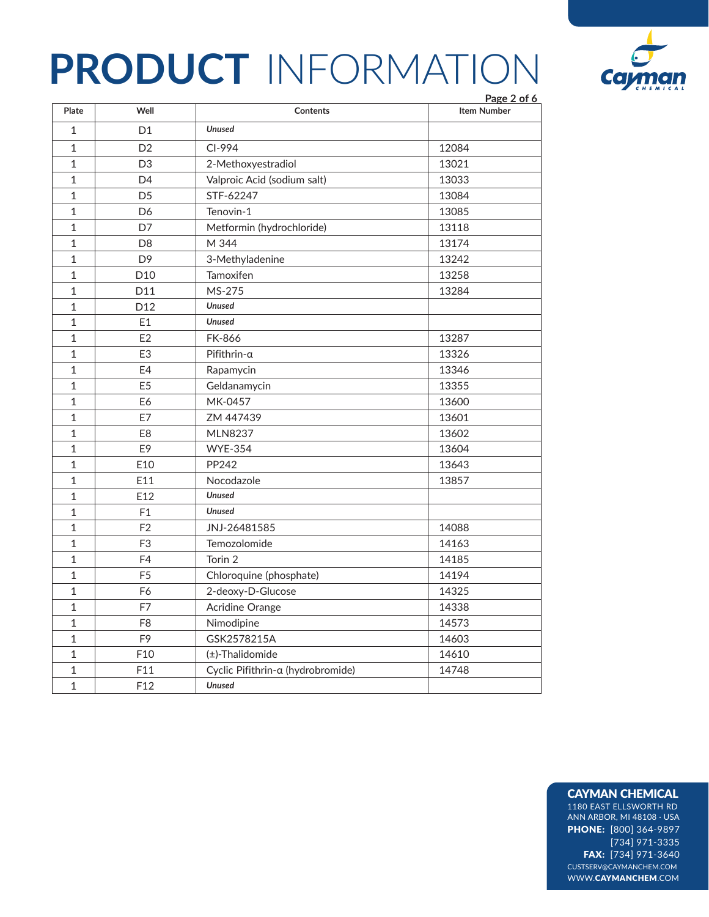# PRODUCT INFORMATION

| Plate | Well | Contents | Item Number |
|---|---|---|---|
| 1 | D1 | ***Unused*** | |
| 1 | D2 | CI-994 | 12084 |
| 1 | D3 | 2-Methoxyestradiol | 13021 |
| 1 | D4 | Valproic Acid (sodium salt) | 13033 |
| 1 | D5 | STF-62247 | 13084 |
| 1 | D6 | Tenovin-1 | 13085 |
| 1 | D7 | Metformin (hydrochloride) | 13118 |
| 1 | D8 | M 344 | 13174 |
| 1 | D9 | 3-Methyladenine | 13242 |
| 1 | D10 | Tamoxifen | 13258 |
| 1 | D11 | MS-275 | 13284 |
| 1 | D12 | ***Unused*** | |
| 1 | E1 | ***Unused*** | |
| 1 | E2 | FK-866 | 13287 |
| 1 | E3 | Pifithrin-α | 13326 |
| 1 | E4 | Rapamycin | 13346 |
| 1 | E5 | Geldanamycin | 13355 |
| 1 | E6 | MK-0457 | 13600 |
| 1 | E7 | ZM 447439 | 13601 |
| 1 | E8 | MLN8237 | 13602 |
| 1 | E9 | WYE-354 | 13604 |
| 1 | E10 | PP242 | 13643 |
| 1 | E11 | Nocodazole | 13857 |
| 1 | E12 | ***Unused*** | |
| 1 | F1 | ***Unused*** | |
| 1 | F2 | JNJ-26481585 | 14088 |
| 1 | F3 | Temozolomide | 14163 |
| 1 | F4 | Torin 2 | 14185 |
| 1 | F5 | Chloroquine (phosphate) | 14194 |
| 1 | F6 | 2-deoxy-D-Glucose | 14325 |
| 1 | F7 | Acridine Orange | 14338 |
| 1 | F8 | Nimodipine | 14573 |
| 1 | F9 | GSK2578215A | 14603 |
| 1 | F10 | (±)-Thalidomide | 14610 |
| 1 | F11 | Cyclic Pifithrin-α (hydrobromide) | 14748 |
| 1 | F12 | ***Unused*** | |

**CAYMAN CHEMICAL**
1180 EAST ELLSWORTH RD
ANN ARBOR, MI 48108 · USA
**PHONE:** [800] 364-9897
[734] 971-3335
**FAX:** [734] 971-3640
CUSTSERV@CAYMANCHEM.COM
WWW.**CAYMANCHEM**.COM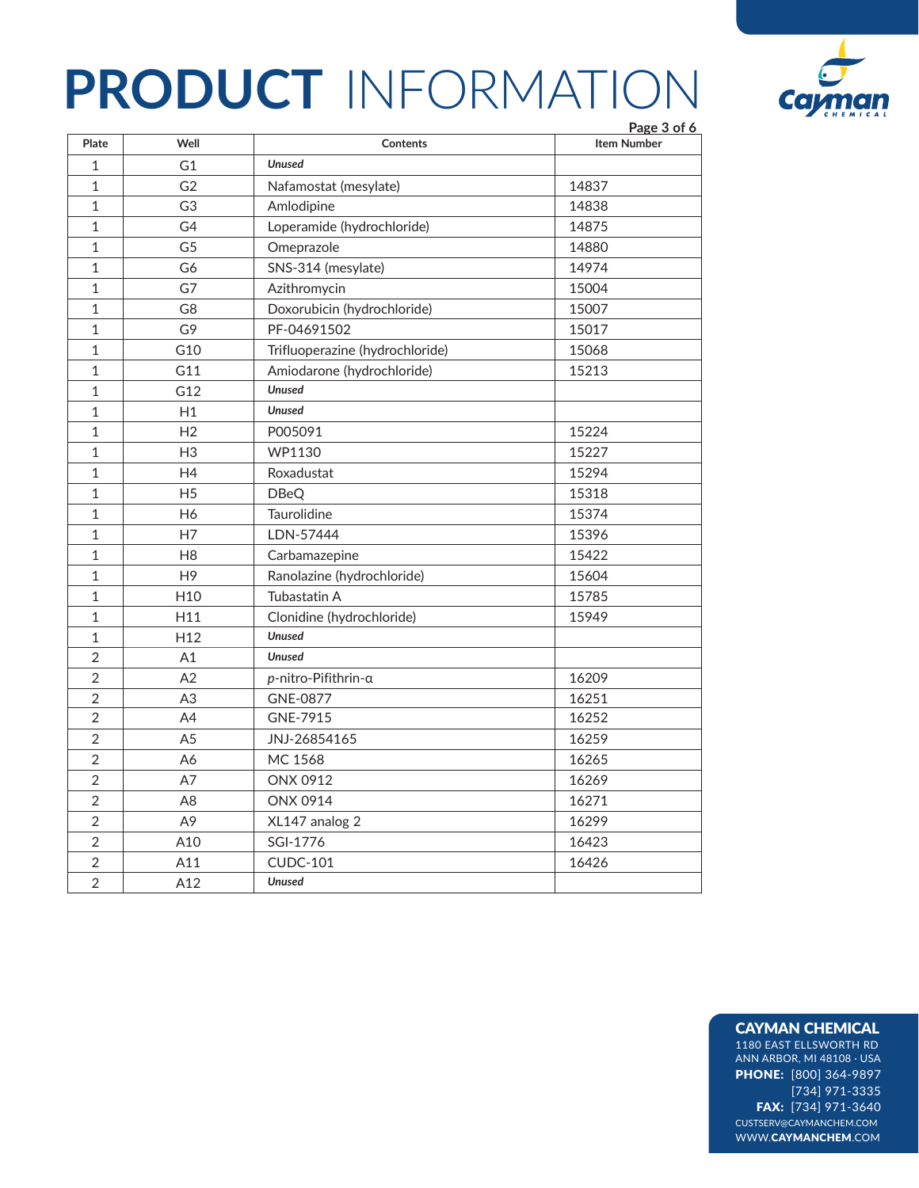# PRODUCT INFORMATION

| Plate | Well | Contents | Item Number |
|---|---|---|---|
| 1 | G1 | ***Unused*** | |
| 1 | G2 | Nafamostat (mesylate) | 14837 |
| 1 | G3 | Amlodipine | 14838 |
| 1 | G4 | Loperamide (hydrochloride) | 14875 |
| 1 | G5 | Omeprazole | 14880 |
| 1 | G6 | SNS-314 (mesylate) | 14974 |
| 1 | G7 | Azithromycin | 15004 |
| 1 | G8 | Doxorubicin (hydrochloride) | 15007 |
| 1 | G9 | PF-04691502 | 15017 |
| 1 | G10 | Trifluoperazine (hydrochloride) | 15068 |
| 1 | G11 | Amiodarone (hydrochloride) | 15213 |
| 1 | G12 | ***Unused*** | |
| 1 | H1 | ***Unused*** | |
| 1 | H2 | P005091 | 15224 |
| 1 | H3 | WP1130 | 15227 |
| 1 | H4 | Roxadustat | 15294 |
| 1 | H5 | DBeQ | 15318 |
| 1 | H6 | Taurolidine | 15374 |
| 1 | H7 | LDN-57444 | 15396 |
| 1 | H8 | Carbamazepine | 15422 |
| 1 | H9 | Ranolazine (hydrochloride) | 15604 |
| 1 | H10 | Tubastatin A | 15785 |
| 1 | H11 | Clonidine (hydrochloride) | 15949 |
| 1 | H12 | ***Unused*** | |
| 2 | A1 | ***Unused*** | |
| 2 | A2 | *p*-nitro-Pifithrin-α | 16209 |
| 2 | A3 | GNE-0877 | 16251 |
| 2 | A4 | GNE-7915 | 16252 |
| 2 | A5 | JNJ-26854165 | 16259 |
| 2 | A6 | MC 1568 | 16265 |
| 2 | A7 | ONX 0912 | 16269 |
| 2 | A8 | ONX 0914 | 16271 |
| 2 | A9 | XL147 analog 2 | 16299 |
| 2 | A10 | SGI-1776 | 16423 |
| 2 | A11 | CUDC-101 | 16426 |
| 2 | A12 | ***Unused*** | |

**CAYMAN CHEMICAL**
1180 EAST ELLSWORTH RD
ANN ARBOR, MI 48108 · USA
**PHONE:** [800] 364-9897
[734] 971-3335
**FAX:** [734] 971-3640
CUSTSERV@CAYMANCHEM.COM
WWW.**CAYMANCHEM**.COM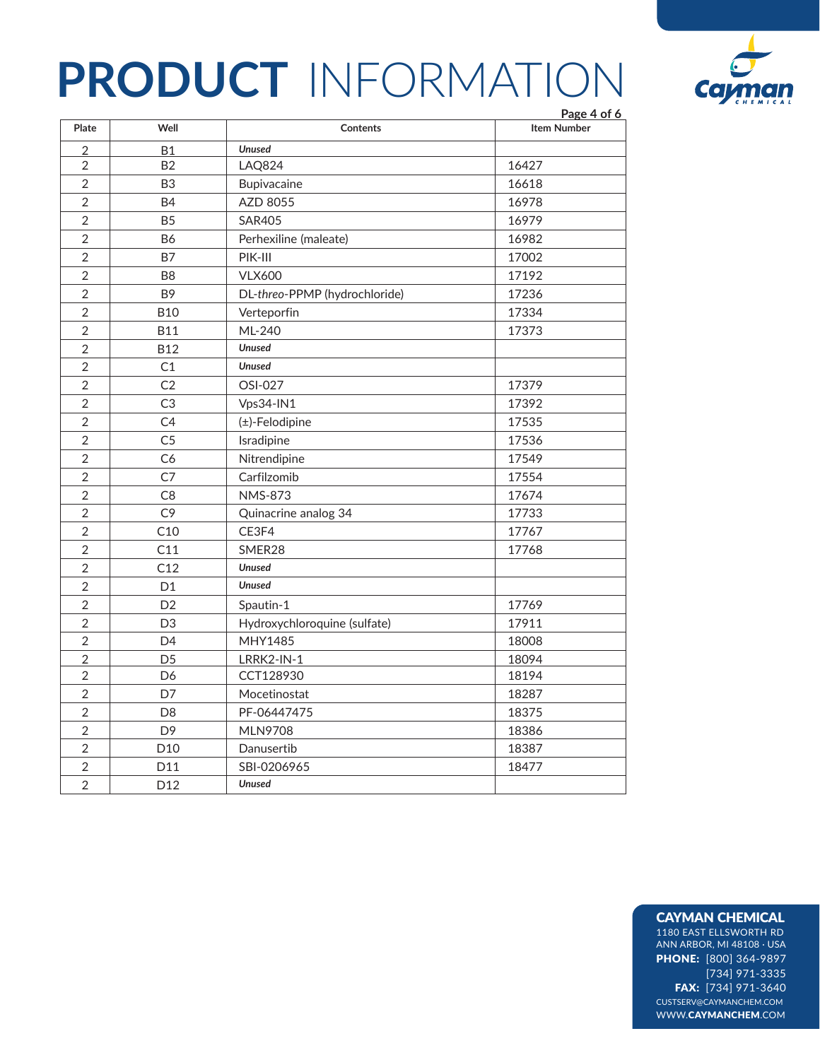# PRODUCT INFORMATION

| Plate | Well | Contents | Item Number |
|---|---|---|---|
| 2 | B1 | *Unused* | |
| 2 | B2 | LAQ824 | 16427 |
| 2 | B3 | Bupivacaine | 16618 |
| 2 | B4 | AZD 8055 | 16978 |
| 2 | B5 | SAR405 | 16979 |
| 2 | B6 | Perhexiline (maleate) | 16982 |
| 2 | B7 | PIK-III | 17002 |
| 2 | B8 | VLX600 | 17192 |
| 2 | B9 | DL-*threo*-PPMP (hydrochloride) | 17236 |
| 2 | B10 | Verteporfin | 17334 |
| 2 | B11 | ML-240 | 17373 |
| 2 | B12 | *Unused* | |
| 2 | C1 | *Unused* | |
| 2 | C2 | OSI-027 | 17379 |
| 2 | C3 | Vps34-IN1 | 17392 |
| 2 | C4 | (±)-Felodipine | 17535 |
| 2 | C5 | Isradipine | 17536 |
| 2 | C6 | Nitrendipine | 17549 |
| 2 | C7 | Carfilzomib | 17554 |
| 2 | C8 | NMS-873 | 17674 |
| 2 | C9 | Quinacrine analog 34 | 17733 |
| 2 | C10 | CE3F4 | 17767 |
| 2 | C11 | SMER28 | 17768 |
| 2 | C12 | *Unused* | |
| 2 | D1 | *Unused* | |
| 2 | D2 | Spautin-1 | 17769 |
| 2 | D3 | Hydroxychloroquine (sulfate) | 17911 |
| 2 | D4 | MHY1485 | 18008 |
| 2 | D5 | LRRK2-IN-1 | 18094 |
| 2 | D6 | CCT128930 | 18194 |
| 2 | D7 | Mocetinostat | 18287 |
| 2 | D8 | PF-06447475 | 18375 |
| 2 | D9 | MLN9708 | 18386 |
| 2 | D10 | Danusertib | 18387 |
| 2 | D11 | SBI-0206965 | 18477 |
| 2 | D12 | *Unused* | |

**CAYMAN CHEMICAL**
1180 EAST ELLSWORTH RD
ANN ARBOR, MI 48108 · USA
**PHONE:** [800] 364-9897
[734] 971-3335
**FAX:** [734] 971-3640
CUSTSERV@CAYMANCHEM.COM
WWW.**CAYMANCHEM**.COM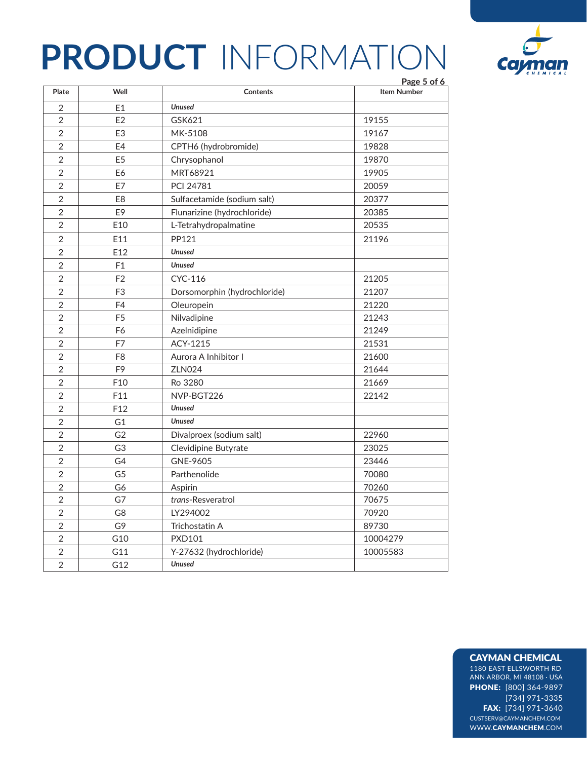# PRODUCT INFORMATION

| Plate | Well | Contents | Item Number |
|---|---|---|---|
| 2 | E1 | ***Unused*** | |
| 2 | E2 | GSK621 | 19155 |
| 2 | E3 | MK-5108 | 19167 |
| 2 | E4 | CPTH6 (hydrobromide) | 19828 |
| 2 | E5 | Chrysophanol | 19870 |
| 2 | E6 | MRT68921 | 19905 |
| 2 | E7 | PCI 24781 | 20059 |
| 2 | E8 | Sulfacetamide (sodium salt) | 20377 |
| 2 | E9 | Flunarizine (hydrochloride) | 20385 |
| 2 | E10 | L-Tetrahydropalmatine | 20535 |
| 2 | E11 | PP121 | 21196 |
| 2 | E12 | ***Unused*** | |
| 2 | F1 | ***Unused*** | |
| 2 | F2 | CYC-116 | 21205 |
| 2 | F3 | Dorsomorphin (hydrochloride) | 21207 |
| 2 | F4 | Oleuropein | 21220 |
| 2 | F5 | Nilvadipine | 21243 |
| 2 | F6 | Azelnidipine | 21249 |
| 2 | F7 | ACY-1215 | 21531 |
| 2 | F8 | Aurora A Inhibitor I | 21600 |
| 2 | F9 | ZLN024 | 21644 |
| 2 | F10 | Ro 3280 | 21669 |
| 2 | F11 | NVP-BGT226 | 22142 |
| 2 | F12 | ***Unused*** | |
| 2 | G1 | ***Unused*** | |
| 2 | G2 | Divalproex (sodium salt) | 22960 |
| 2 | G3 | Clevidipine Butyrate | 23025 |
| 2 | G4 | GNE-9605 | 23446 |
| 2 | G5 | Parthenolide | 70080 |
| 2 | G6 | Aspirin | 70260 |
| 2 | G7 | *trans*-Resveratrol | 70675 |
| 2 | G8 | LY294002 | 70920 |
| 2 | G9 | Trichostatin A | 89730 |
| 2 | G10 | PXD101 | 10004279 |
| 2 | G11 | Y-27632 (hydrochloride) | 10005583 |
| 2 | G12 | ***Unused*** | |

CAYMAN CHEMICAL
1180 EAST ELLSWORTH RD
ANN ARBOR, MI 48108 · USA
**PHONE:** [800] 364-9897
[734] 971-3335
**FAX:** [734] 971-3640
CUSTSERV@CAYMANCHEM.COM
WWW.**CAYMANCHEM**.COM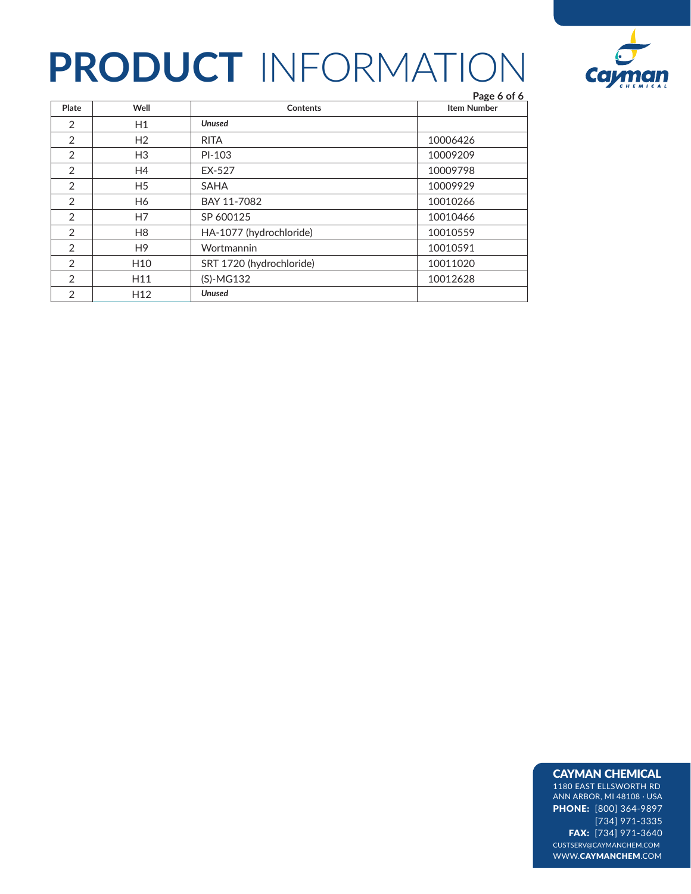# PRODUCT INFORMATION

| Plate | Well | Contents | Item Number |
|---|---|---|---|
| 2 | H1 | ***Unused*** | |
| 2 | H2 | RITA | 10006426 |
| 2 | H3 | PI-103 | 10009209 |
| 2 | H4 | EX-527 | 10009798 |
| 2 | H5 | SAHA | 10009929 |
| 2 | H6 | BAY 11-7082 | 10010266 |
| 2 | H7 | SP 600125 | 10010466 |
| 2 | H8 | HA-1077 (hydrochloride) | 10010559 |
| 2 | H9 | Wortmannin | 10010591 |
| 2 | H10 | SRT 1720 (hydrochloride) | 10011020 |
| 2 | H11 | (S)-MG132 | 10012628 |
| 2 | H12 | ***Unused*** | |

**CAYMAN CHEMICAL**
1180 EAST ELLSWORTH RD
ANN ARBOR, MI 48108 · USA
**PHONE:** [800] 364-9897
[734] 971-3335
**FAX:** [734] 971-3640
CUSTSERV@CAYMANCHEM.COM
WWW.**CAYMANCHEM**.COM